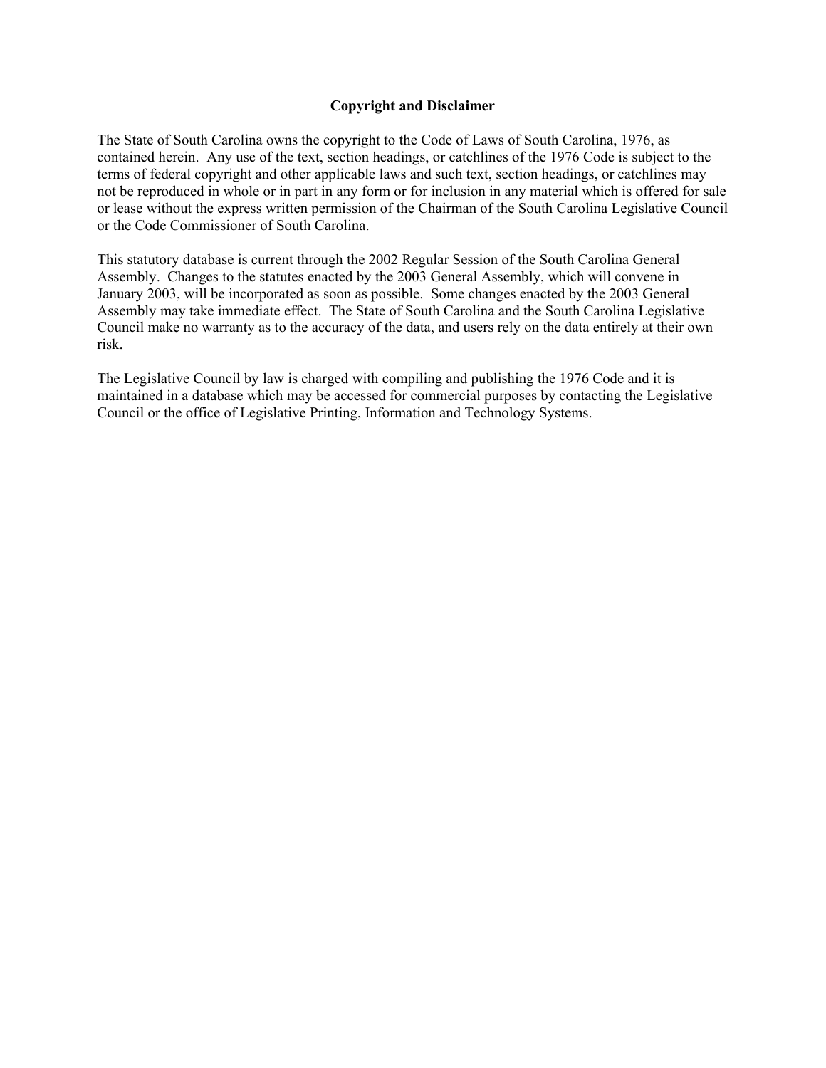**Copyright and Disclaimer**

The State of South Carolina owns the copyright to the Code of Laws of South Carolina, 1976, as contained herein. Any use of the text, section headings, or catchlines of the 1976 Code is subject to the terms of federal copyright and other applicable laws and such text, section headings, or catchlines may not be reproduced in whole or in part in any form or for inclusion in any material which is offered for sale or lease without the express written permission of the Chairman of the South Carolina Legislative Council or the Code Commissioner of South Carolina.

This statutory database is current through the 2002 Regular Session of the South Carolina General Assembly. Changes to the statutes enacted by the 2003 General Assembly, which will convene in January 2003, will be incorporated as soon as possible. Some changes enacted by the 2003 General Assembly may take immediate effect. The State of South Carolina and the South Carolina Legislative Council make no warranty as to the accuracy of the data, and users rely on the data entirely at their own risk.

The Legislative Council by law is charged with compiling and publishing the 1976 Code and it is maintained in a database which may be accessed for commercial purposes by contacting the Legislative Council or the office of Legislative Printing, Information and Technology Systems.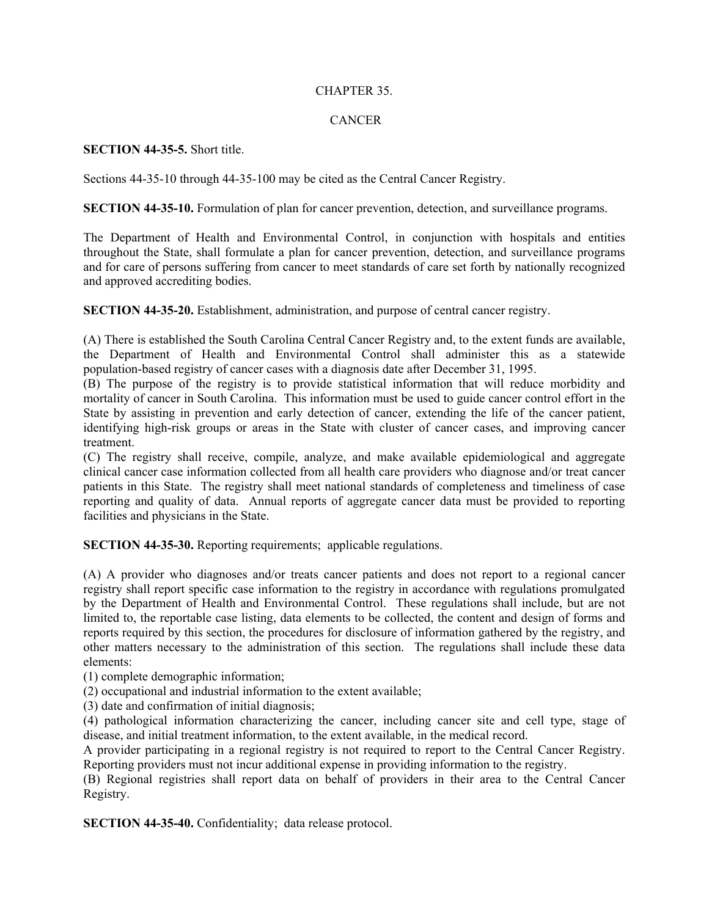CHAPTER 35.

CANCER

**SECTION 44-35-5.** Short title.

Sections 44-35-10 through 44-35-100 may be cited as the Central Cancer Registry.

**SECTION 44-35-10.** Formulation of plan for cancer prevention, detection, and surveillance programs.

The Department of Health and Environmental Control, in conjunction with hospitals and entities throughout the State, shall formulate a plan for cancer prevention, detection, and surveillance programs and for care of persons suffering from cancer to meet standards of care set forth by nationally recognized and approved accrediting bodies.

**SECTION 44-35-20.** Establishment, administration, and purpose of central cancer registry.

(A) There is established the South Carolina Central Cancer Registry and, to the extent funds are available, the Department of Health and Environmental Control shall administer this as a statewide population-based registry of cancer cases with a diagnosis date after December 31, 1995.
(B) The purpose of the registry is to provide statistical information that will reduce morbidity and mortality of cancer in South Carolina. This information must be used to guide cancer control effort in the State by assisting in prevention and early detection of cancer, extending the life of the cancer patient, identifying high-risk groups or areas in the State with cluster of cancer cases, and improving cancer treatment.
(C) The registry shall receive, compile, analyze, and make available epidemiological and aggregate clinical cancer case information collected from all health care providers who diagnose and/or treat cancer patients in this State. The registry shall meet national standards of completeness and timeliness of case reporting and quality of data. Annual reports of aggregate cancer data must be provided to reporting facilities and physicians in the State.

**SECTION 44-35-30.** Reporting requirements; applicable regulations.

(A) A provider who diagnoses and/or treats cancer patients and does not report to a regional cancer registry shall report specific case information to the registry in accordance with regulations promulgated by the Department of Health and Environmental Control. These regulations shall include, but are not limited to, the reportable case listing, data elements to be collected, the content and design of forms and reports required by this section, the procedures for disclosure of information gathered by the registry, and other matters necessary to the administration of this section. The regulations shall include these data elements:
(1) complete demographic information;
(2) occupational and industrial information to the extent available;
(3) date and confirmation of initial diagnosis;
(4) pathological information characterizing the cancer, including cancer site and cell type, stage of disease, and initial treatment information, to the extent available, in the medical record.
A provider participating in a regional registry is not required to report to the Central Cancer Registry. Reporting providers must not incur additional expense in providing information to the registry.
(B) Regional registries shall report data on behalf of providers in their area to the Central Cancer Registry.

**SECTION 44-35-40.** Confidentiality; data release protocol.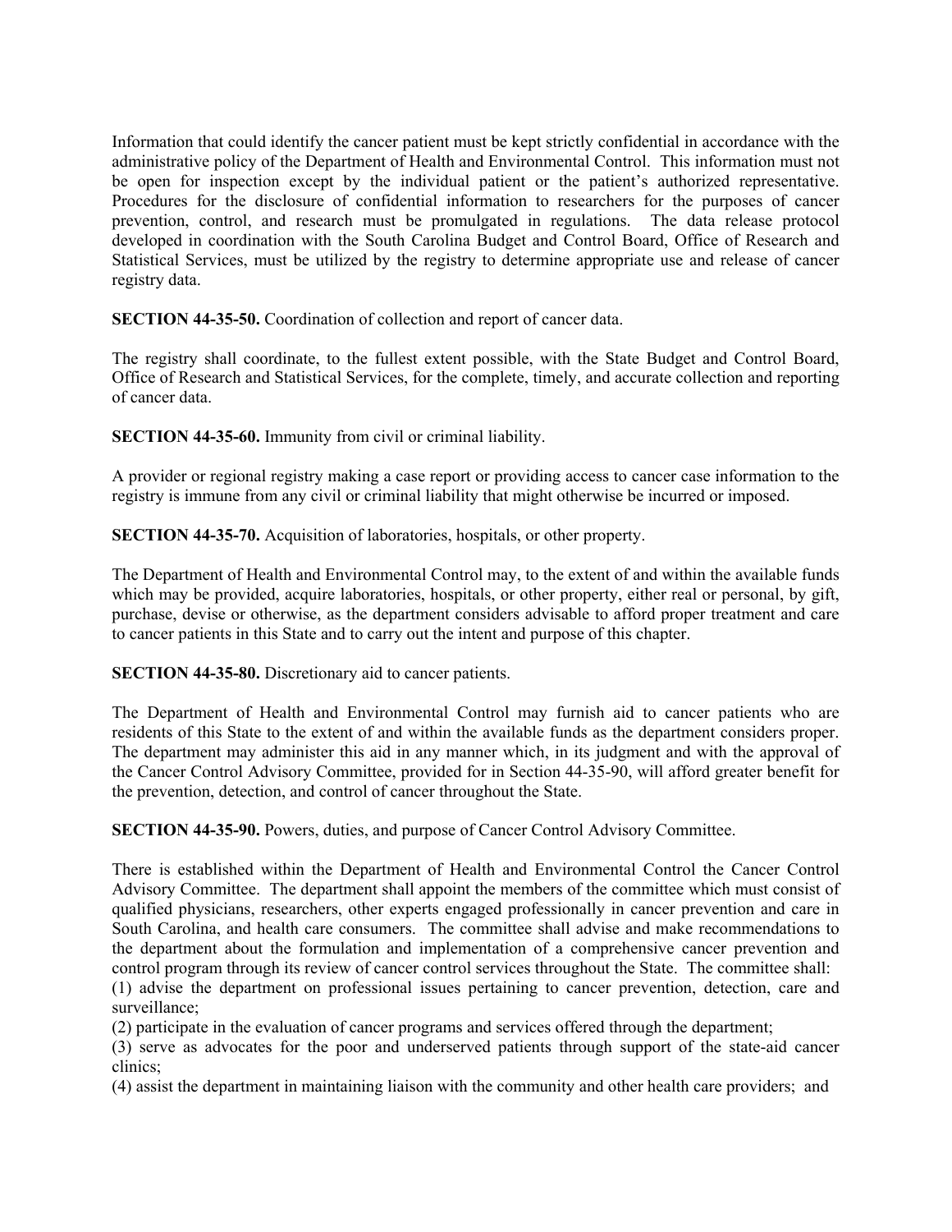Information that could identify the cancer patient must be kept strictly confidential in accordance with the administrative policy of the Department of Health and Environmental Control. This information must not be open for inspection except by the individual patient or the patient's authorized representative. Procedures for the disclosure of confidential information to researchers for the purposes of cancer prevention, control, and research must be promulgated in regulations. The data release protocol developed in coordination with the South Carolina Budget and Control Board, Office of Research and Statistical Services, must be utilized by the registry to determine appropriate use and release of cancer registry data.

**SECTION 44-35-50.** Coordination of collection and report of cancer data.

The registry shall coordinate, to the fullest extent possible, with the State Budget and Control Board, Office of Research and Statistical Services, for the complete, timely, and accurate collection and reporting of cancer data.

**SECTION 44-35-60.** Immunity from civil or criminal liability.

A provider or regional registry making a case report or providing access to cancer case information to the registry is immune from any civil or criminal liability that might otherwise be incurred or imposed.

**SECTION 44-35-70.** Acquisition of laboratories, hospitals, or other property.

The Department of Health and Environmental Control may, to the extent of and within the available funds which may be provided, acquire laboratories, hospitals, or other property, either real or personal, by gift, purchase, devise or otherwise, as the department considers advisable to afford proper treatment and care to cancer patients in this State and to carry out the intent and purpose of this chapter.

**SECTION 44-35-80.** Discretionary aid to cancer patients.

The Department of Health and Environmental Control may furnish aid to cancer patients who are residents of this State to the extent of and within the available funds as the department considers proper. The department may administer this aid in any manner which, in its judgment and with the approval of the Cancer Control Advisory Committee, provided for in Section 44-35-90, will afford greater benefit for the prevention, detection, and control of cancer throughout the State.

**SECTION 44-35-90.** Powers, duties, and purpose of Cancer Control Advisory Committee.

There is established within the Department of Health and Environmental Control the Cancer Control Advisory Committee. The department shall appoint the members of the committee which must consist of qualified physicians, researchers, other experts engaged professionally in cancer prevention and care in South Carolina, and health care consumers. The committee shall advise and make recommendations to the department about the formulation and implementation of a comprehensive cancer prevention and control program through its review of cancer control services throughout the State. The committee shall:

(1) advise the department on professional issues pertaining to cancer prevention, detection, care and surveillance;

(2) participate in the evaluation of cancer programs and services offered through the department;

(3) serve as advocates for the poor and underserved patients through support of the state-aid cancer clinics;

(4) assist the department in maintaining liaison with the community and other health care providers; and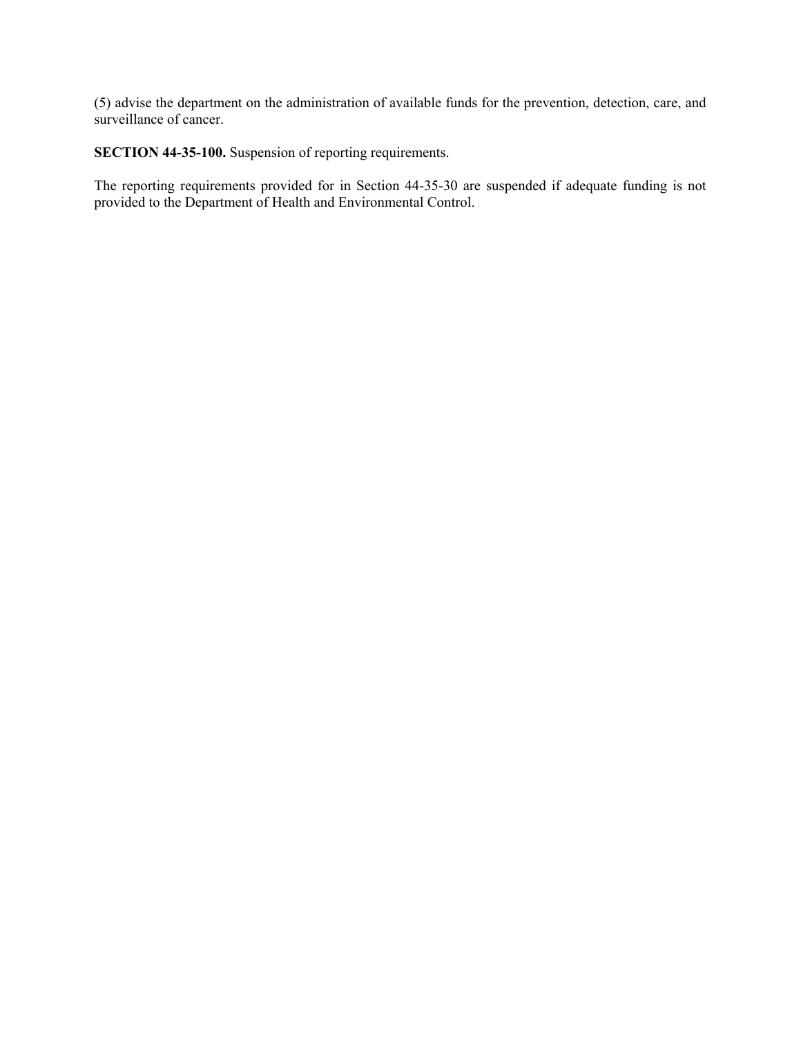(5) advise the department on the administration of available funds for the prevention, detection, care, and surveillance of cancer.

**SECTION 44-35-100.** Suspension of reporting requirements.

The reporting requirements provided for in Section 44-35-30 are suspended if adequate funding is not provided to the Department of Health and Environmental Control.